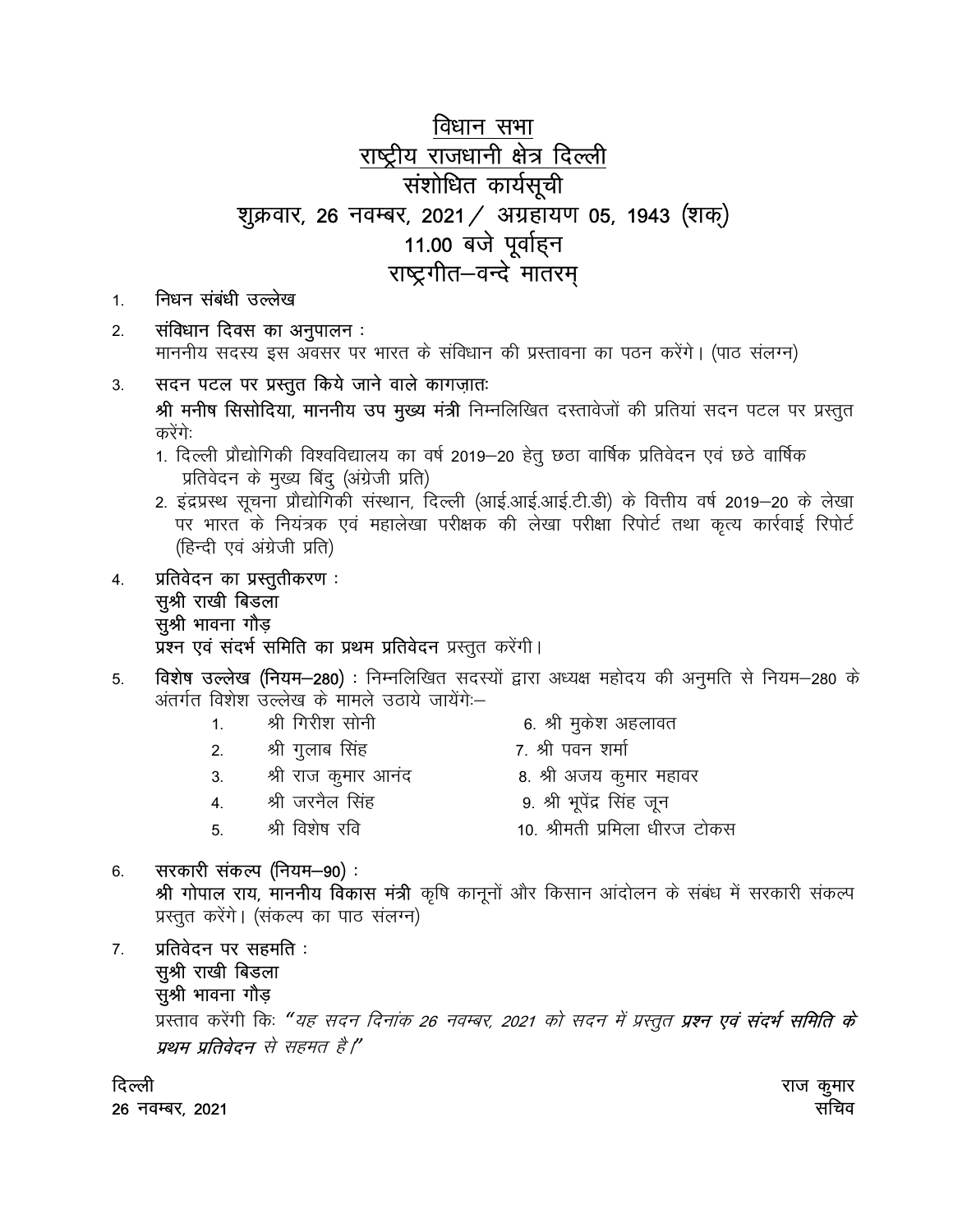# विधान सभा
# राष्ट्रीय राजधानी क्षेत्र दिल्ली
## संशोधित कार्यसूची
## शुक्रवार, 26 नवम्बर, 2021 / अग्रहायण 05, 1943 (शक)
## 11.00 बजे पूर्वाह्न
## राष्ट्रगीत–वन्दे मातरम्

1. **निधन संबंधी उल्लेख**

2. **संविधान दिवस का अनुपालन :**
   माननीय सदस्य इस अवसर पर भारत के संविधान की प्रस्तावना का पठन करेंगे। (पाठ संलग्न)

3. **सदन पटल पर प्रस्तुत किये जाने वाले कागज़ातः**
   **श्री मनीष सिसोदिया, माननीय उप मुख्य मंत्री** निम्नलिखित दस्तावेजों की प्रतियां सदन पटल पर प्रस्तुत करेंगे:
   1. दिल्ली प्रौद्योगिकी विश्वविद्यालय का वर्ष 2019–20 हेतु छठा वार्षिक प्रतिवेदन एवं छठे वार्षिक प्रतिवेदन के मुख्य बिंदु (अंग्रेजी प्रति)
   2. इंद्रप्रस्थ सूचना प्रौद्योगिकी संस्थान, दिल्ली (आई.आई.आई.टी.डी) के वित्तीय वर्ष 2019–20 के लेखा पर भारत के नियंत्रक एवं महालेखा परीक्षक की लेखा परीक्षा रिपोर्ट तथा कृत्य कार्रवाई रिपोर्ट (हिन्दी एवं अंग्रेजी प्रति)

4. **प्रतिवेदन का प्रस्तुतीकरण :**
   **सुश्री राखी बिडला**
   **सुश्री भावना गौड़**
   **प्रश्न एवं संदर्भ समिति का प्रथम प्रतिवेदन** प्रस्तुत करेंगी।

5. **विशेष उल्लेख (नियम–280) :** निम्नलिखित सदस्यों द्वारा अध्यक्ष महोदय की अनुमति से नियम–280 के अंतर्गत विशेश उल्लेख के मामले उठाये जायेंगेः–
   1. श्री गिरीश सोनी
   2. श्री गुलाब सिंह
   3. श्री राज कुमार आनंद
   4. श्री जरनैल सिंह
   5. श्री विशेष रवि
   6. श्री मुकेश अहलावत
   7. श्री पवन शर्मा
   8. श्री अजय कुमार महावर
   9. श्री भूपेंद्र सिंह जून
   10. श्रीमती प्रमिला धीरज टोकस

6. **सरकारी संकल्प (नियम–90) :**
   **श्री गोपाल राय, माननीय विकास मंत्री** कृषि कानूनों और किसान आंदोलन के संबंध में सरकारी संकल्प प्रस्तुत करेंगे। (संकल्प का पाठ संलग्न)

7. **प्रतिवेदन पर सहमति :**
   **सुश्री राखी बिडला**
   **सुश्री भावना गौड़**
   प्रस्ताव करेंगी कि: *"यह सदन दिनांक 26 नवम्बर, 2021 को सदन में प्रस्तुत **प्रश्न एवं संदर्भ समिति के प्रथम प्रतिवेदन** से सहमत है।"*

दिल्ली
**26 नवम्बर, 2021**

राज कुमार
सचिव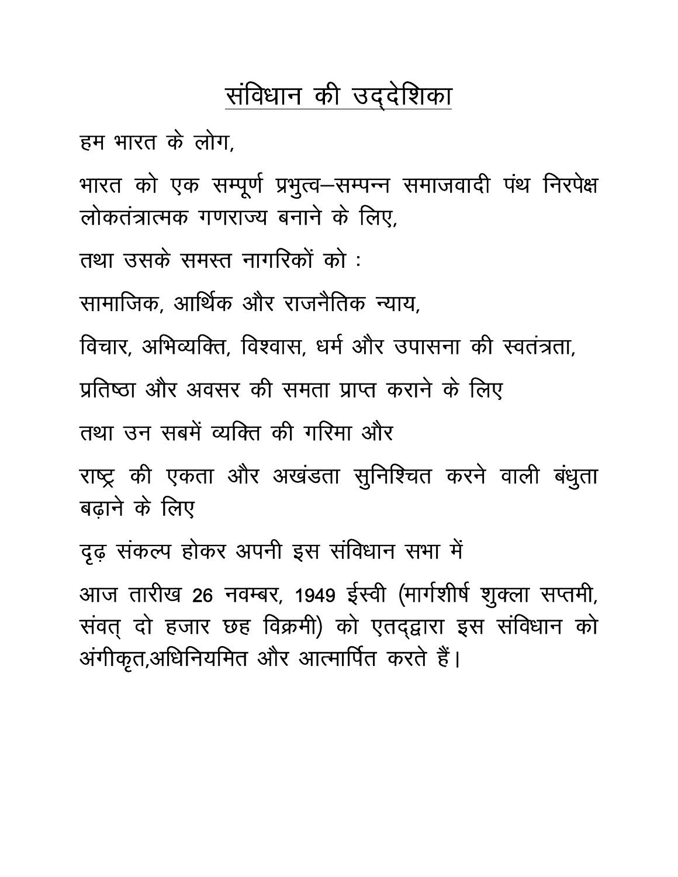# संविधान की उद्देशिका

हम भारत के लोग,

भारत को एक सम्पूर्ण प्रभुत्व–सम्पन्न समाजवादी पंथ निरपेक्ष लोकतंत्रात्मक गणराज्य बनाने के लिए,

तथा उसके समस्त नागरिकों को :

सामाजिक, आर्थिक और राजनैतिक न्याय,

विचार, अभिव्यक्ति, विश्वास, धर्म और उपासना की स्वतंत्रता,

प्रतिष्ठा और अवसर की समता प्राप्त कराने के लिए

तथा उन सबमें व्यक्ति की गरिमा और

राष्ट्र की एकता और अखंडता सुनिश्चित करने वाली बंधुता बढ़ाने के लिए

दृढ़ संकल्प होकर अपनी इस संविधान सभा में

आज तारीख 26 नवम्बर, 1949 ईस्वी (मार्गशीर्ष शुक्ला सप्तमी, संवत् दो हजार छह विक्रमी) को एतद्द्वारा इस संविधान को अंगीकृत,अधिनियमित और आत्मार्पित करते हैं।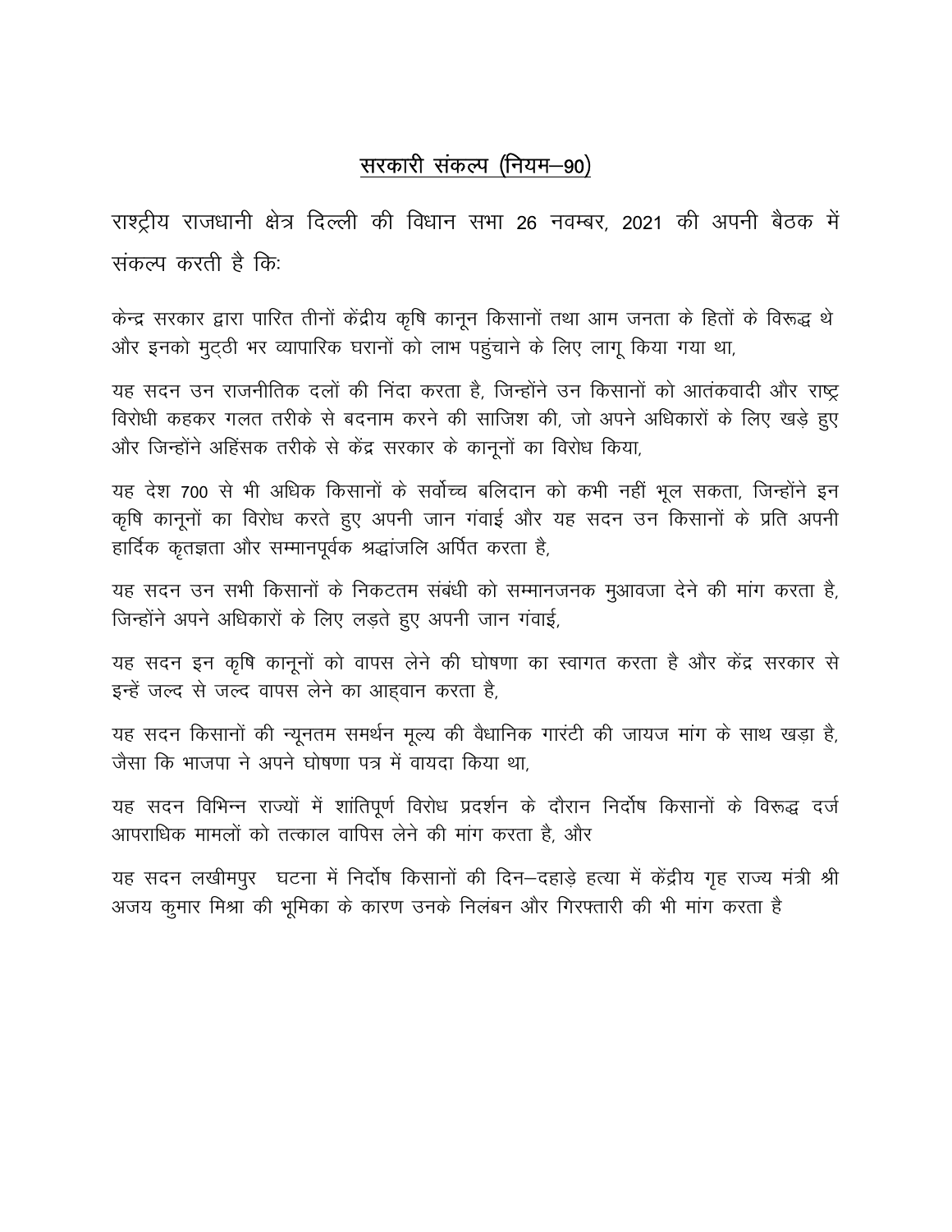## <u>सरकारी संकल्प (नियम–90)</u>

राष्ट्रीय राजधानी क्षेत्र दिल्ली की विधान सभा 26 नवम्बर, 2021 की अपनी बैठक में संकल्प करती है किः

केन्द्र सरकार द्वारा पारित तीनों केंद्रीय कृषि कानून किसानों तथा आम जनता के हितों के विरूद्ध थे और इनको मुट्ठी भर व्यापारिक घरानों को लाभ पहुंचाने के लिए लागू किया गया था,

यह सदन उन राजनीतिक दलों की निंदा करता है, जिन्होंने उन किसानों को आतंकवादी और राष्ट्र विरोधी कहकर गलत तरीके से बदनाम करने की साजिश की, जो अपने अधिकारों के लिए खड़े हुए और जिन्होंने अहिंसक तरीके से केंद्र सरकार के कानूनों का विरोध किया,

यह देश 700 से भी अधिक किसानों के सर्वोच्च बलिदान को कभी नहीं भूल सकता, जिन्होंने इन कृषि कानूनों का विरोध करते हुए अपनी जान गंवाई और यह सदन उन किसानों के प्रति अपनी हार्दिक कृतज्ञता और सम्मानपूर्वक श्रद्धांजलि अर्पित करता है,

यह सदन उन सभी किसानों के निकटतम संबंधी को सम्मानजनक मुआवजा देने की मांग करता है, जिन्होंने अपने अधिकारों के लिए लड़ते हुए अपनी जान गंवाई,

यह सदन इन कृषि कानूनों को वापस लेने की घोषणा का स्वागत करता है और केंद्र सरकार से इन्हें जल्द से जल्द वापस लेने का आह्वान करता है,

यह सदन किसानों की न्यूनतम समर्थन मूल्य की वैधानिक गारंटी की जायज मांग के साथ खड़ा है, जैसा कि भाजपा ने अपने घोषणा पत्र में वायदा किया था,

यह सदन विभिन्न राज्यों में शांतिपूर्ण विरोध प्रदर्शन के दौरान निर्दोष किसानों के विरूद्ध दर्ज आपराधिक मामलों को तत्काल वापिस लेने की मांग करता है, और

यह सदन लखीमपुर घटना में निर्दोष किसानों की दिन–दहाड़े हत्या में केंद्रीय गृह राज्य मंत्री श्री अजय कुमार मिश्रा की भूमिका के कारण उनके निलंबन और गिरफ्तारी की भी मांग करता है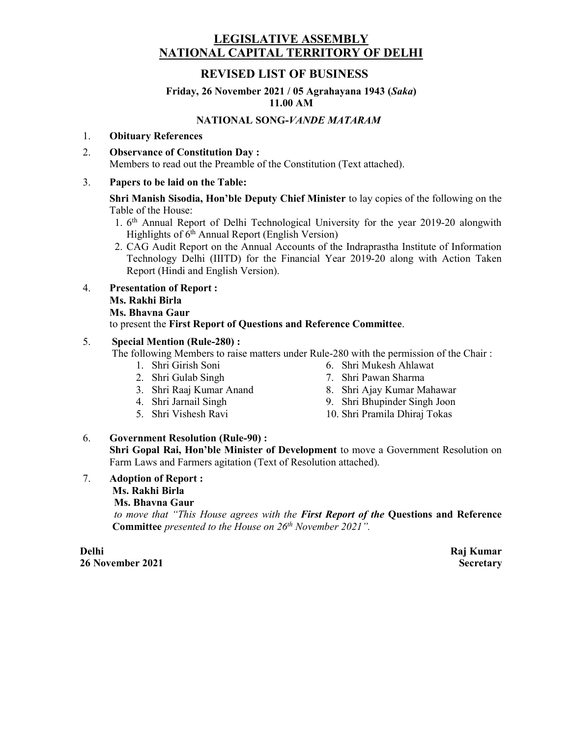# LEGISLATIVE ASSEMBLY
# NATIONAL CAPITAL TERRITORY OF DELHI

## REVISED LIST OF BUSINESS

**Friday, 26 November 2021 / 05 Agrahayana 1943 (*Saka*)**
**11.00 AM**

**NATIONAL SONG-*VANDE MATARAM***

1. **Obituary References**

2. **Observance of Constitution Day :**
   Members to read out the Preamble of the Constitution (Text attached).

3. **Papers to be laid on the Table:**

   **Shri Manish Sisodia, Hon'ble Deputy Chief Minister** to lay copies of the following on the Table of the House:
   1. 6th Annual Report of Delhi Technological University for the year 2019-20 alongwith Highlights of 6th Annual Report (English Version)
   2. CAG Audit Report on the Annual Accounts of the Indraprastha Institute of Information Technology Delhi (IIITD) for the Financial Year 2019-20 along with Action Taken Report (Hindi and English Version).

4. **Presentation of Report :**
   **Ms. Rakhi Birla**
   **Ms. Bhavna Gaur**
   to present the **First Report of Questions and Reference Committee**.

5. **Special Mention (Rule-280) :**
   The following Members to raise matters under Rule-280 with the permission of the Chair :
   1. Shri Girish Soni
   2. Shri Gulab Singh
   3. Shri Raaj Kumar Anand
   4. Shri Jarnail Singh
   5. Shri Vishesh Ravi
   6. Shri Mukesh Ahlawat
   7. Shri Pawan Sharma
   8. Shri Ajay Kumar Mahawar
   9. Shri Bhupinder Singh Joon
   10. Shri Pramila Dhiraj Tokas

6. **Government Resolution (Rule-90) :**
   **Shri Gopal Rai, Hon'ble Minister of Development** to move a Government Resolution on Farm Laws and Farmers agitation (Text of Resolution attached).

7. **Adoption of Report :**
   **Ms. Rakhi Birla**
   **Ms. Bhavna Gaur**
   *to move that "This House agrees with the **First Report of the*** **Questions and Reference Committee** *presented to the House on 26th November 2021".*

**Delhi**
**26 November 2021**

**Raj Kumar**
**Secretary**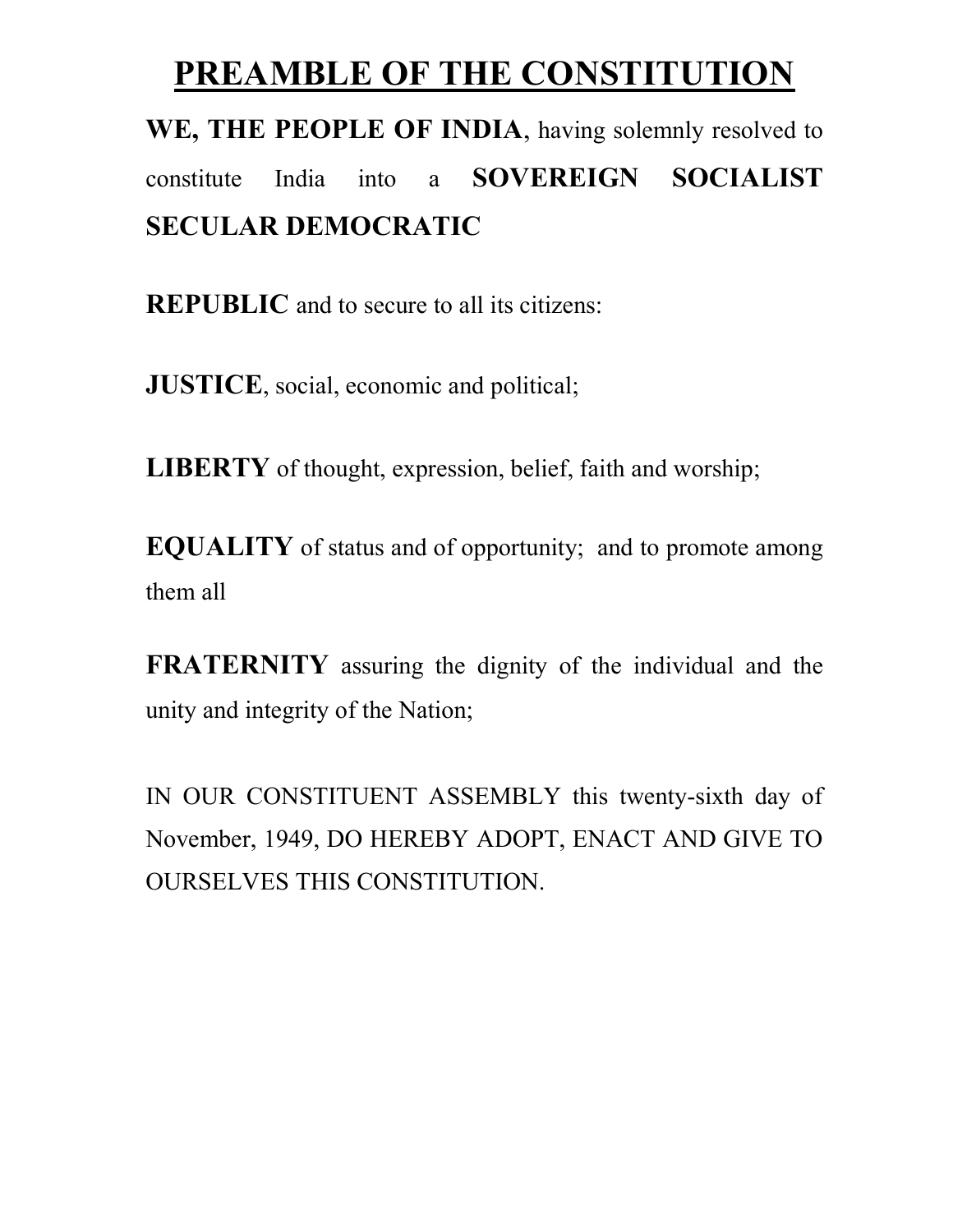# PREAMBLE OF THE CONSTITUTION

**WE, THE PEOPLE OF INDIA**, having solemnly resolved to constitute India into a **SOVEREIGN SOCIALIST SECULAR DEMOCRATIC**

**REPUBLIC** and to secure to all its citizens:

**JUSTICE**, social, economic and political;

**LIBERTY** of thought, expression, belief, faith and worship;

**EQUALITY** of status and of opportunity; and to promote among them all

**FRATERNITY** assuring the dignity of the individual and the unity and integrity of the Nation;

IN OUR CONSTITUENT ASSEMBLY this twenty-sixth day of November, 1949, DO HEREBY ADOPT, ENACT AND GIVE TO OURSELVES THIS CONSTITUTION.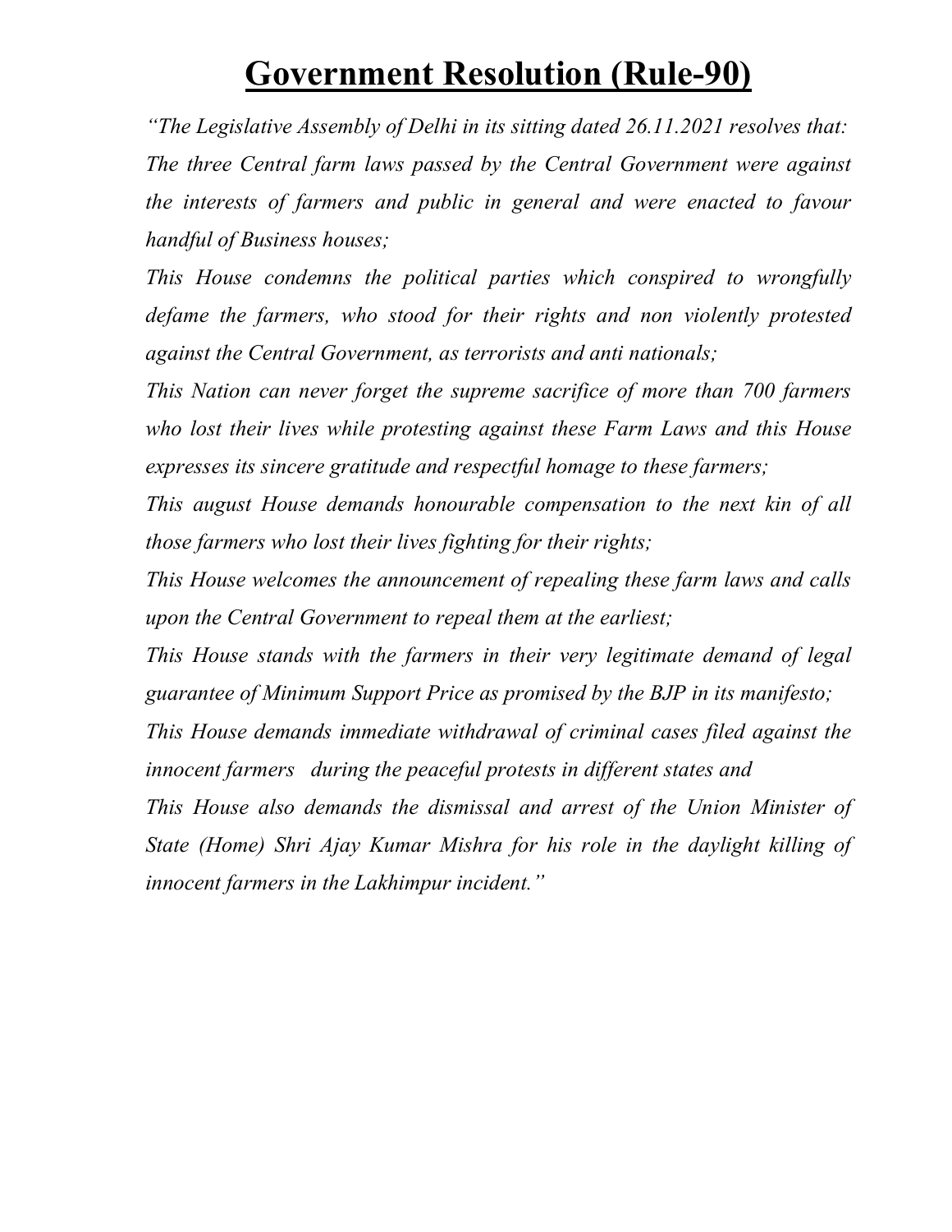# **Government Resolution (Rule-90)**

*"The Legislative Assembly of Delhi in its sitting dated 26.11.2021 resolves that:*

*The three Central farm laws passed by the Central Government were against the interests of farmers and public in general and were enacted to favour handful of Business houses;*

*This House condemns the political parties which conspired to wrongfully defame the farmers, who stood for their rights and non violently protested against the Central Government, as terrorists and anti nationals;*

*This Nation can never forget the supreme sacrifice of more than 700 farmers who lost their lives while protesting against these Farm Laws and this House expresses its sincere gratitude and respectful homage to these farmers;*

*This august House demands honourable compensation to the next kin of all those farmers who lost their lives fighting for their rights;*

*This House welcomes the announcement of repealing these farm laws and calls upon the Central Government to repeal them at the earliest;*

*This House stands with the farmers in their very legitimate demand of legal guarantee of Minimum Support Price as promised by the BJP in its manifesto;*

*This House demands immediate withdrawal of criminal cases filed against the innocent farmers during the peaceful protests in different states and*

*This House also demands the dismissal and arrest of the Union Minister of State (Home) Shri Ajay Kumar Mishra for his role in the daylight killing of innocent farmers in the Lakhimpur incident."*